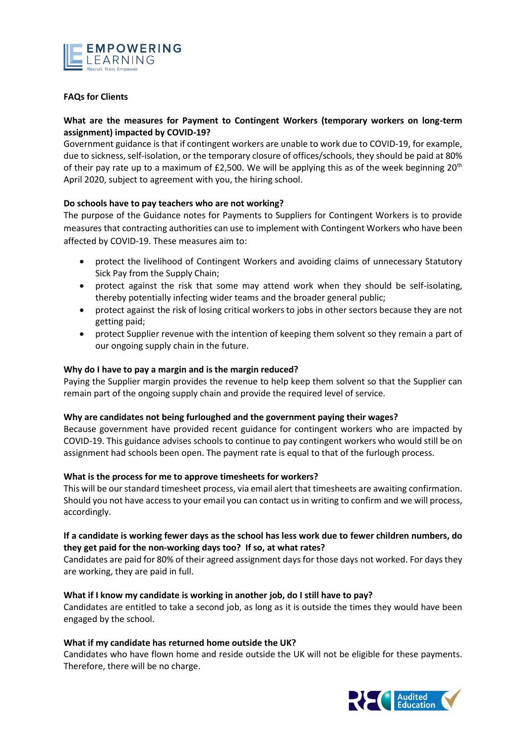## FAQs for Clients

**What are the measures for Payment to Contingent Workers (temporary workers on long-term assignment) impacted by COVID-19?**

Government guidance is that if contingent workers are unable to work due to COVID-19, for example, due to sickness, self-isolation, or the temporary closure of offices/schools, they should be paid at 80% of their pay rate up to a maximum of £2,500. We will be applying this as of the week beginning 20th April 2020, subject to agreement with you, the hiring school.

**Do schools have to pay teachers who are not working?**

The purpose of the Guidance notes for Payments to Suppliers for Contingent Workers is to provide measures that contracting authorities can use to implement with Contingent Workers who have been affected by COVID-19. These measures aim to:

- protect the livelihood of Contingent Workers and avoiding claims of unnecessary Statutory Sick Pay from the Supply Chain;
- protect against the risk that some may attend work when they should be self-isolating, thereby potentially infecting wider teams and the broader general public;
- protect against the risk of losing critical workers to jobs in other sectors because they are not getting paid;
- protect Supplier revenue with the intention of keeping them solvent so they remain a part of our ongoing supply chain in the future.

**Why do I have to pay a margin and is the margin reduced?**

Paying the Supplier margin provides the revenue to help keep them solvent so that the Supplier can remain part of the ongoing supply chain and provide the required level of service.

**Why are candidates not being furloughed and the government paying their wages?**

Because government have provided recent guidance for contingent workers who are impacted by COVID-19. This guidance advises schools to continue to pay contingent workers who would still be on assignment had schools been open. The payment rate is equal to that of the furlough process.

**What is the process for me to approve timesheets for workers?**

This will be our standard timesheet process, via email alert that timesheets are awaiting confirmation. Should you not have access to your email you can contact us in writing to confirm and we will process, accordingly.

**If a candidate is working fewer days as the school has less work due to fewer children numbers, do they get paid for the non-working days too? If so, at what rates?**

Candidates are paid for 80% of their agreed assignment days for those days not worked. For days they are working, they are paid in full.

**What if I know my candidate is working in another job, do I still have to pay?**

Candidates are entitled to take a second job, as long as it is outside the times they would have been engaged by the school.

**What if my candidate has returned home outside the UK?**

Candidates who have flown home and reside outside the UK will not be eligible for these payments. Therefore, there will be no charge.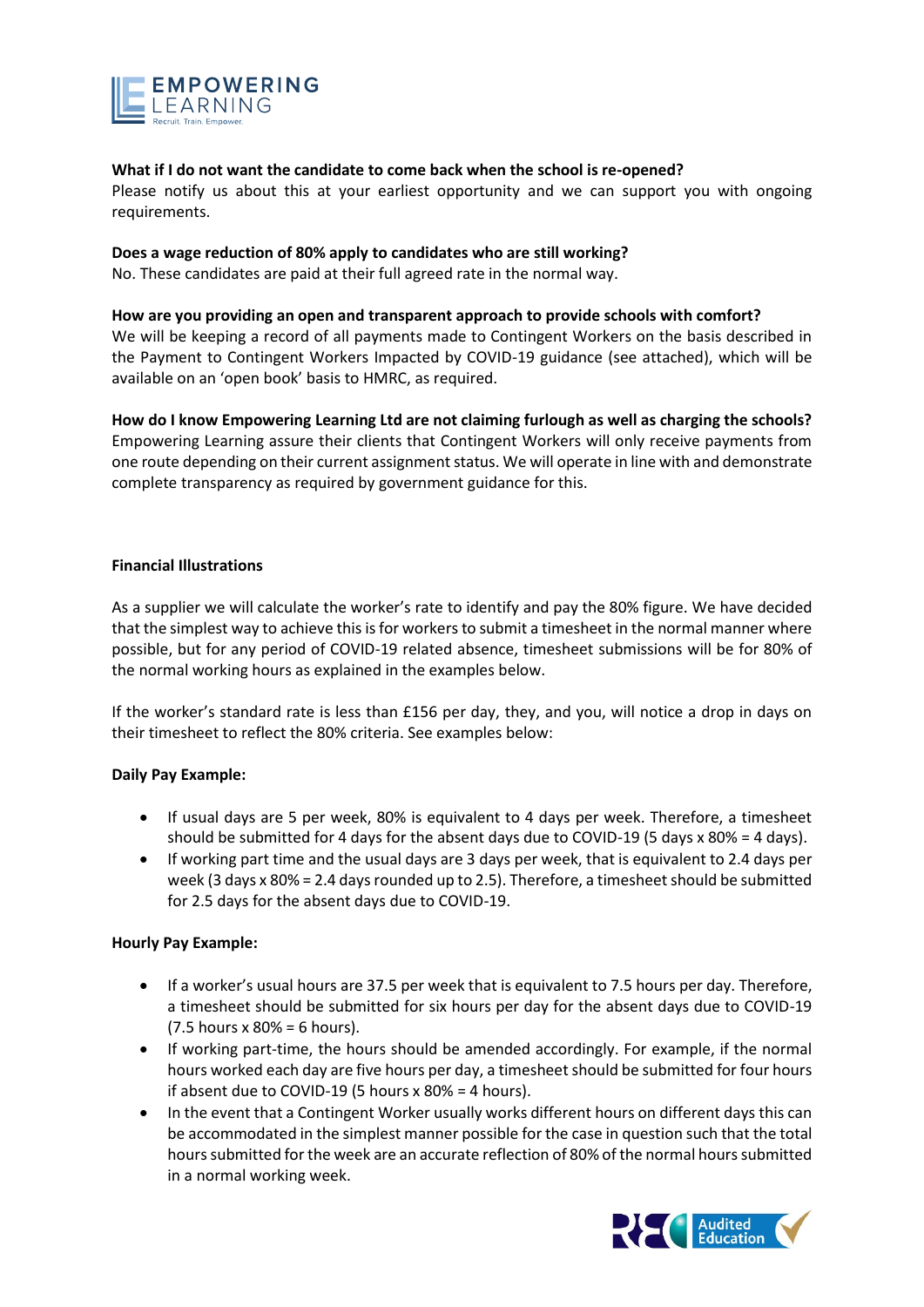**What if I do not want the candidate to come back when the school is re-opened?**
Please notify us about this at your earliest opportunity and we can support you with ongoing requirements.

**Does a wage reduction of 80% apply to candidates who are still working?**
No. These candidates are paid at their full agreed rate in the normal way.

**How are you providing an open and transparent approach to provide schools with comfort?**
We will be keeping a record of all payments made to Contingent Workers on the basis described in the Payment to Contingent Workers Impacted by COVID-19 guidance (see attached), which will be available on an 'open book' basis to HMRC, as required.

**How do I know Empowering Learning Ltd are not claiming furlough as well as charging the schools?**
Empowering Learning assure their clients that Contingent Workers will only receive payments from one route depending on their current assignment status. We will operate in line with and demonstrate complete transparency as required by government guidance for this.

**Financial Illustrations**

As a supplier we will calculate the worker's rate to identify and pay the 80% figure. We have decided that the simplest way to achieve this is for workers to submit a timesheet in the normal manner where possible, but for any period of COVID-19 related absence, timesheet submissions will be for 80% of the normal working hours as explained in the examples below.

If the worker's standard rate is less than £156 per day, they, and you, will notice a drop in days on their timesheet to reflect the 80% criteria. See examples below:

**Daily Pay Example:**

- If usual days are 5 per week, 80% is equivalent to 4 days per week. Therefore, a timesheet should be submitted for 4 days for the absent days due to COVID-19 (5 days x 80% = 4 days).
- If working part time and the usual days are 3 days per week, that is equivalent to 2.4 days per week (3 days x 80% = 2.4 days rounded up to 2.5). Therefore, a timesheet should be submitted for 2.5 days for the absent days due to COVID-19.

**Hourly Pay Example:**

- If a worker's usual hours are 37.5 per week that is equivalent to 7.5 hours per day. Therefore, a timesheet should be submitted for six hours per day for the absent days due to COVID-19 (7.5 hours x 80% = 6 hours).
- If working part-time, the hours should be amended accordingly. For example, if the normal hours worked each day are five hours per day, a timesheet should be submitted for four hours if absent due to COVID-19 (5 hours x 80% = 4 hours).
- In the event that a Contingent Worker usually works different hours on different days this can be accommodated in the simplest manner possible for the case in question such that the total hours submitted for the week are an accurate reflection of 80% of the normal hours submitted in a normal working week.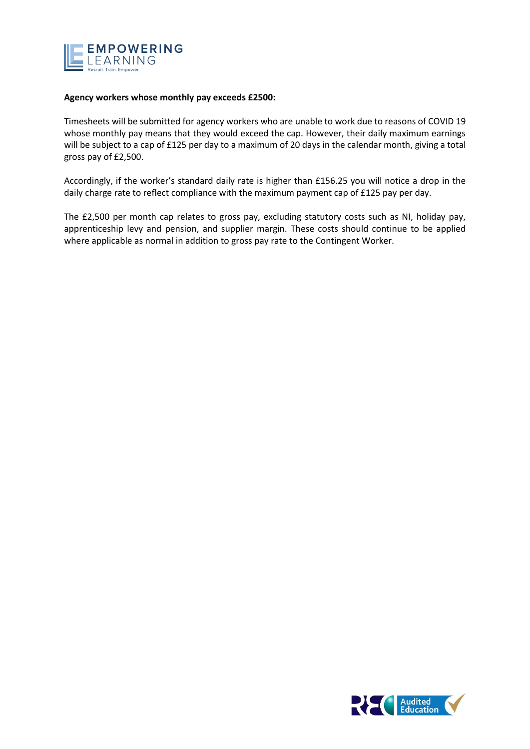**Agency workers whose monthly pay exceeds £2500:**

Timesheets will be submitted for agency workers who are unable to work due to reasons of COVID 19 whose monthly pay means that they would exceed the cap. However, their daily maximum earnings will be subject to a cap of £125 per day to a maximum of 20 days in the calendar month, giving a total gross pay of £2,500.

Accordingly, if the worker's standard daily rate is higher than £156.25 you will notice a drop in the daily charge rate to reflect compliance with the maximum payment cap of £125 pay per day.

The £2,500 per month cap relates to gross pay, excluding statutory costs such as NI, holiday pay, apprenticeship levy and pension, and supplier margin. These costs should continue to be applied where applicable as normal in addition to gross pay rate to the Contingent Worker.